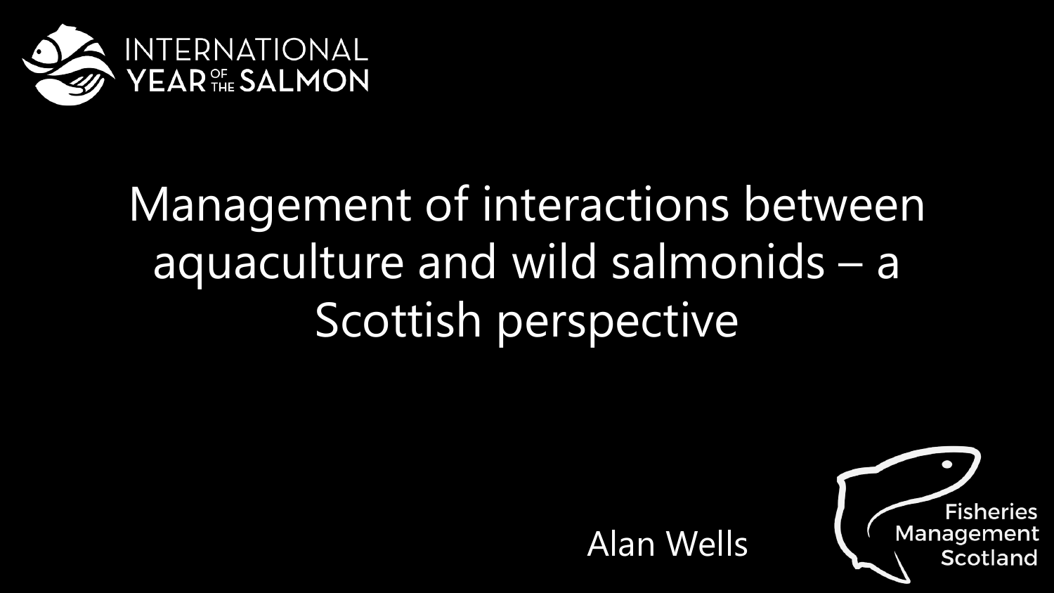INTERNATIONAL YEAR OF THE SALMON

# Management of interactions between aquaculture and wild salmonids – a Scottish perspective

Alan Wells

Fisheries Management Scotland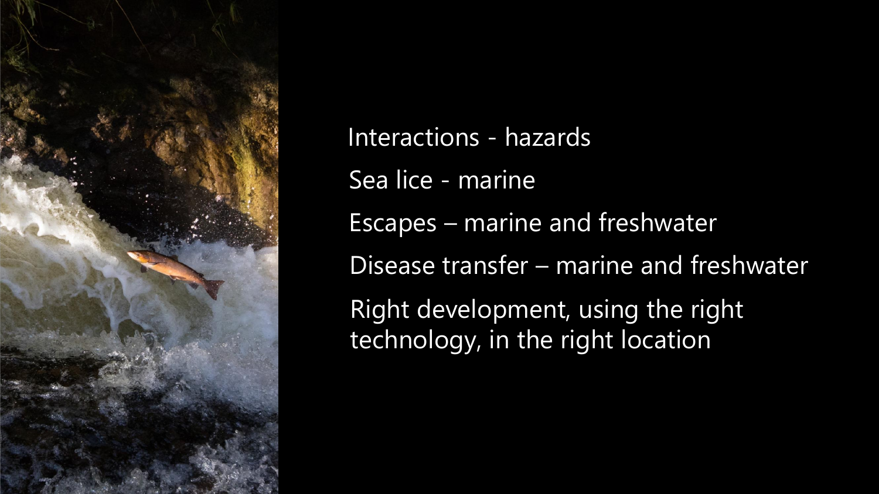Interactions - hazards

Sea lice - marine

Escapes – marine and freshwater

Disease transfer – marine and freshwater

Right development, using the right technology, in the right location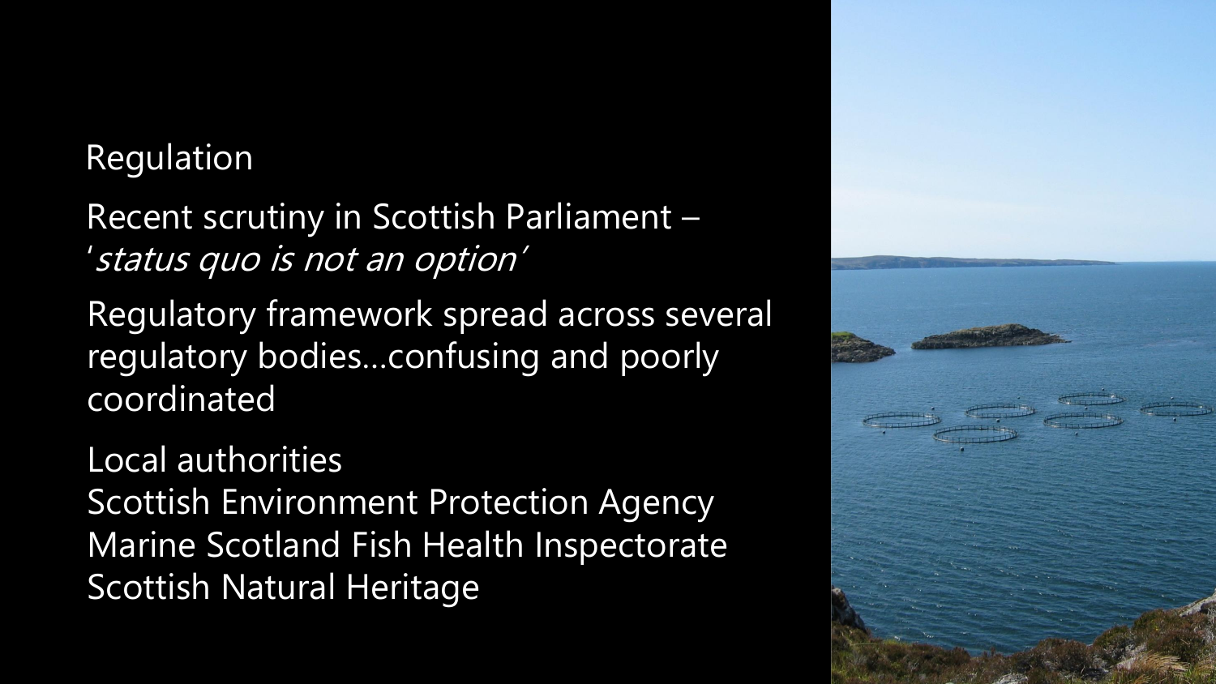## Regulation

Recent scrutiny in Scottish Parliament – '*status quo is not an option*'

Regulatory framework spread across several regulatory bodies…confusing and poorly coordinated

Local authorities
Scottish Environment Protection Agency
Marine Scotland Fish Health Inspectorate
Scottish Natural Heritage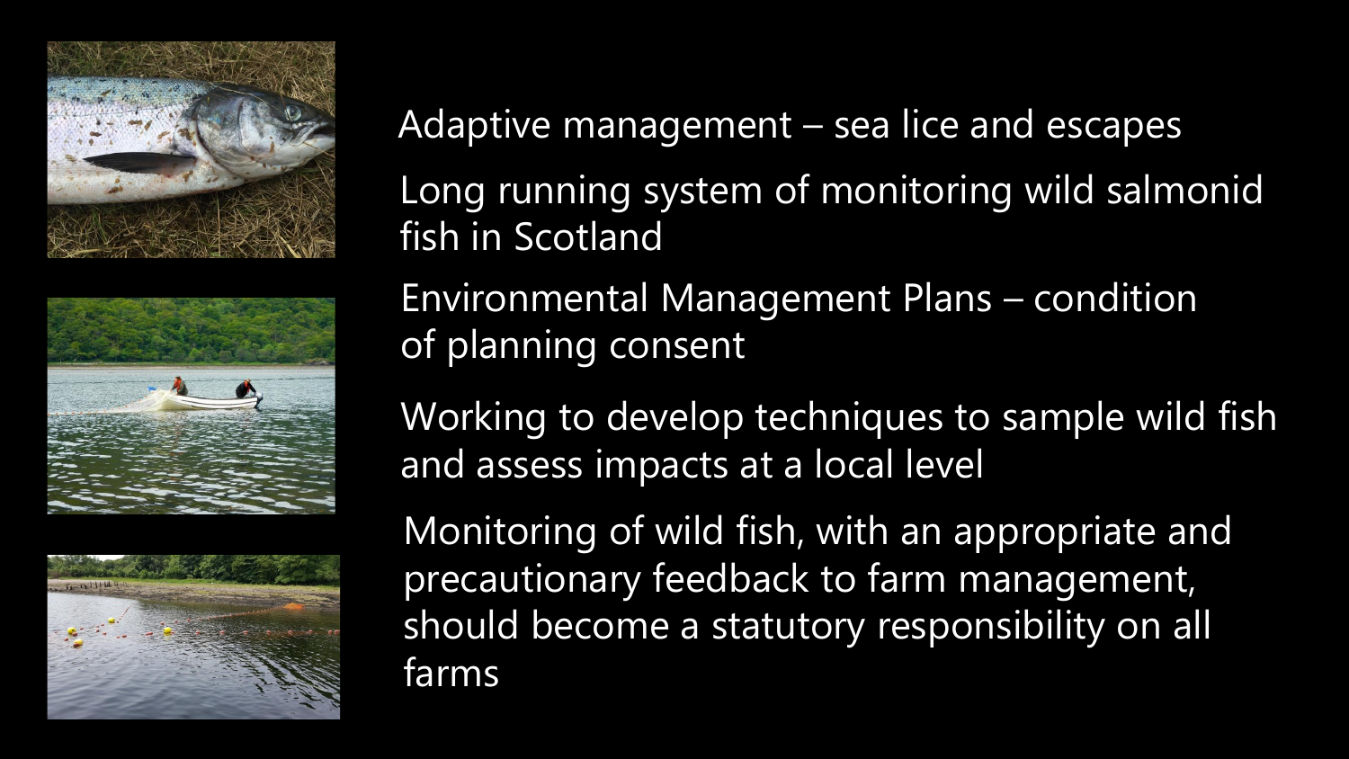Adaptive management – sea lice and escapes

Long running system of monitoring wild salmonid fish in Scotland

Environmental Management Plans – condition of planning consent

Working to develop techniques to sample wild fish and assess impacts at a local level

Monitoring of wild fish, with an appropriate and precautionary feedback to farm management, should become a statutory responsibility on all farms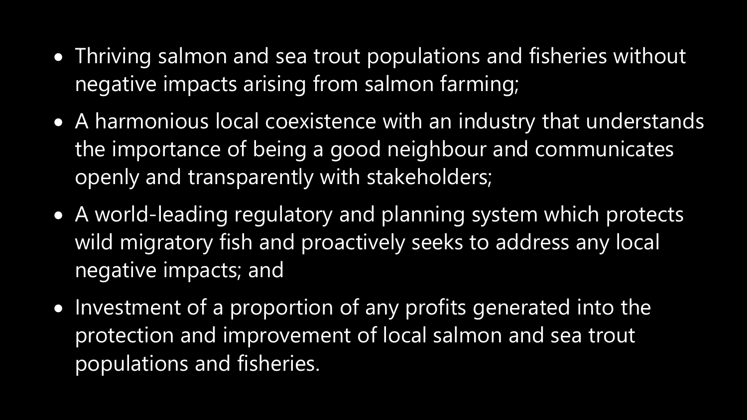- Thriving salmon and sea trout populations and fisheries without negative impacts arising from salmon farming;
- A harmonious local coexistence with an industry that understands the importance of being a good neighbour and communicates openly and transparently with stakeholders;
- A world-leading regulatory and planning system which protects wild migratory fish and proactively seeks to address any local negative impacts; and
- Investment of a proportion of any profits generated into the protection and improvement of local salmon and sea trout populations and fisheries.